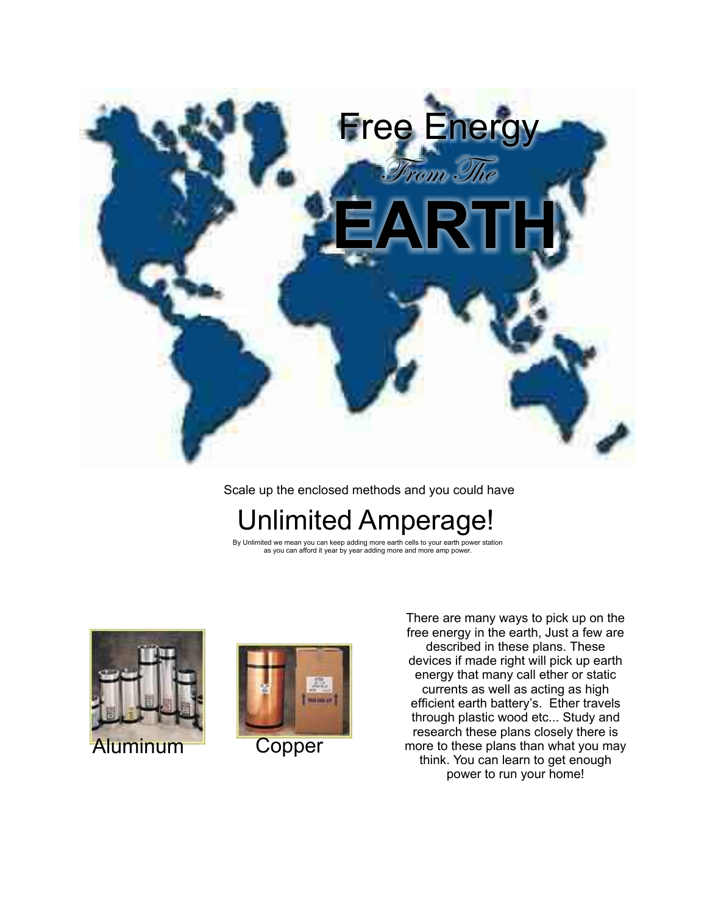# Free Energy

*From The*

# EARTH

Scale up the enclosed methods and you could have

## Unlimited Amperage!

By Unlimited we mean you can keep adding more earth cells to your earth power station as you can afford it year by year adding more and more amp power.

Aluminum

Copper

There are many ways to pick up on the free energy in the earth, Just a few are described in these plans. These devices if made right will pick up earth energy that many call ether or static currents as well as acting as high efficient earth battery's. Ether travels through plastic wood etc... Study and research these plans closely there is more to these plans than what you may think. You can learn to get enough power to run your home!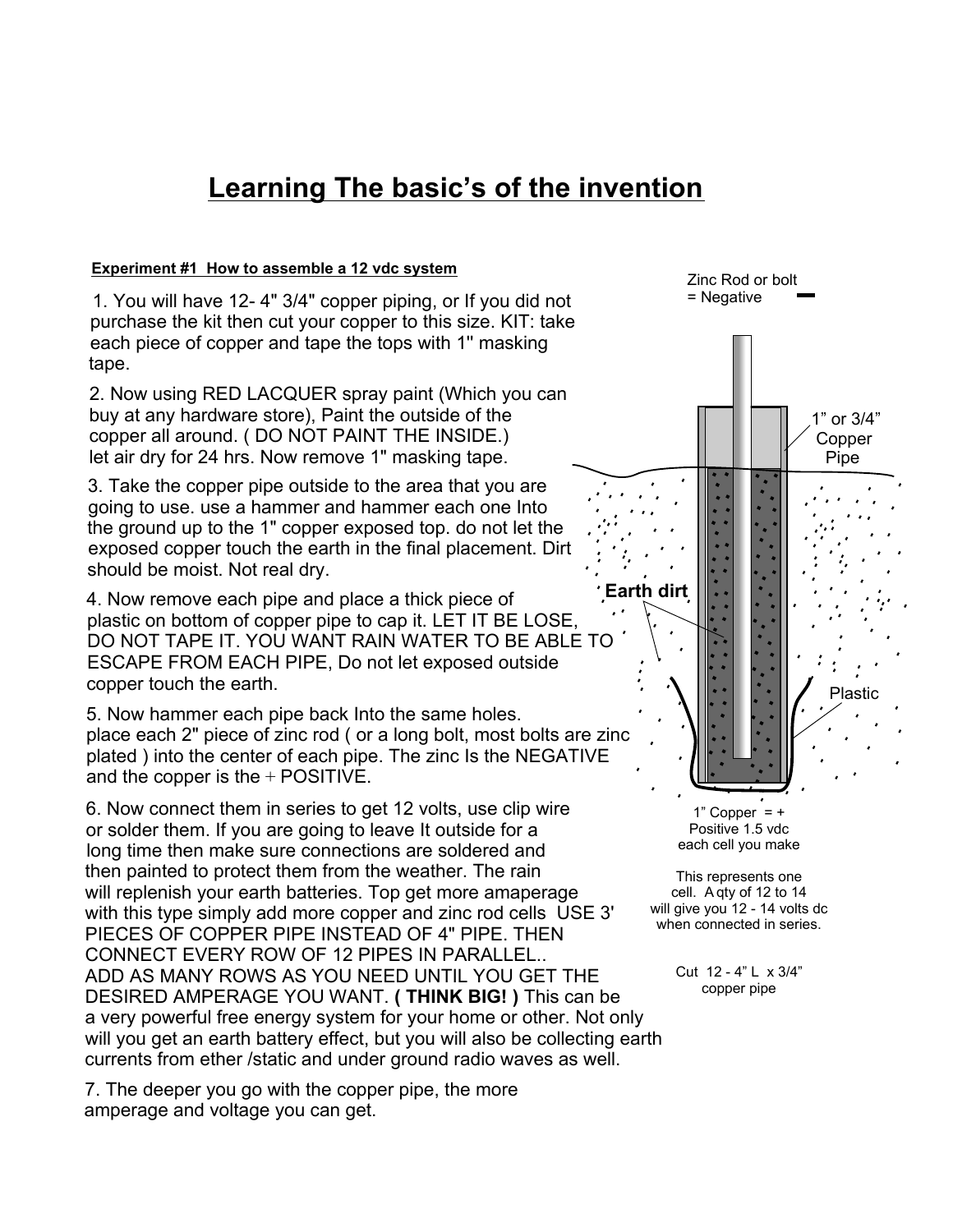# Learning The basic's of the invention

**Experiment #1 How to assemble a 12 vdc system**

1. You will have 12- 4" 3/4" copper piping, or If you did not purchase the kit then cut your copper to this size. KIT: take each piece of copper and tape the tops with 1" masking tape.

2. Now using RED LACQUER spray paint (Which you can buy at any hardware store), Paint the outside of the copper all around. ( DO NOT PAINT THE INSIDE.) let air dry for 24 hrs. Now remove 1" masking tape.

3. Take the copper pipe outside to the area that you are going to use. use a hammer and hammer each one Into the ground up to the 1" copper exposed top. do not let the exposed copper touch the earth in the final placement. Dirt should be moist. Not real dry.

4. Now remove each pipe and place a thick piece of plastic on bottom of copper pipe to cap it. LET IT BE LOSE, DO NOT TAPE IT. YOU WANT RAIN WATER TO BE ABLE TO ESCAPE FROM EACH PIPE, Do not let exposed outside copper touch the earth.

5. Now hammer each pipe back Into the same holes. place each 2" piece of zinc rod ( or a long bolt, most bolts are zinc plated ) into the center of each pipe. The zinc Is the NEGATIVE and the copper is the + POSITIVE.

6. Now connect them in series to get 12 volts, use clip wire or solder them. If you are going to leave It outside for a long time then make sure connections are soldered and then painted to protect them from the weather. The rain will replenish your earth batteries. Top get more amaperage with this type simply add more copper and zinc rod cells USE 3' PIECES OF COPPER PIPE INSTEAD OF 4" PIPE. THEN CONNECT EVERY ROW OF 12 PIPES IN PARALLEL.. ADD AS MANY ROWS AS YOU NEED UNTIL YOU GET THE DESIRED AMPERAGE YOU WANT. **( THINK BIG! )** This can be a very powerful free energy system for your home or other. Not only will you get an earth battery effect, but you will also be collecting earth currents from ether /static and under ground radio waves as well.

7. The deeper you go with the copper pipe, the more amperage and voltage you can get.

Zinc Rod or bolt = Negative **–**

1" or 3/4" Copper Pipe

**Earth dirt**

Plastic

1" Copper = + Positive 1.5 vdc each cell you make

This represents one cell. A qty of 12 to 14 will give you 12 - 14 volts dc when connected in series.

Cut 12 - 4" L x 3/4" copper pipe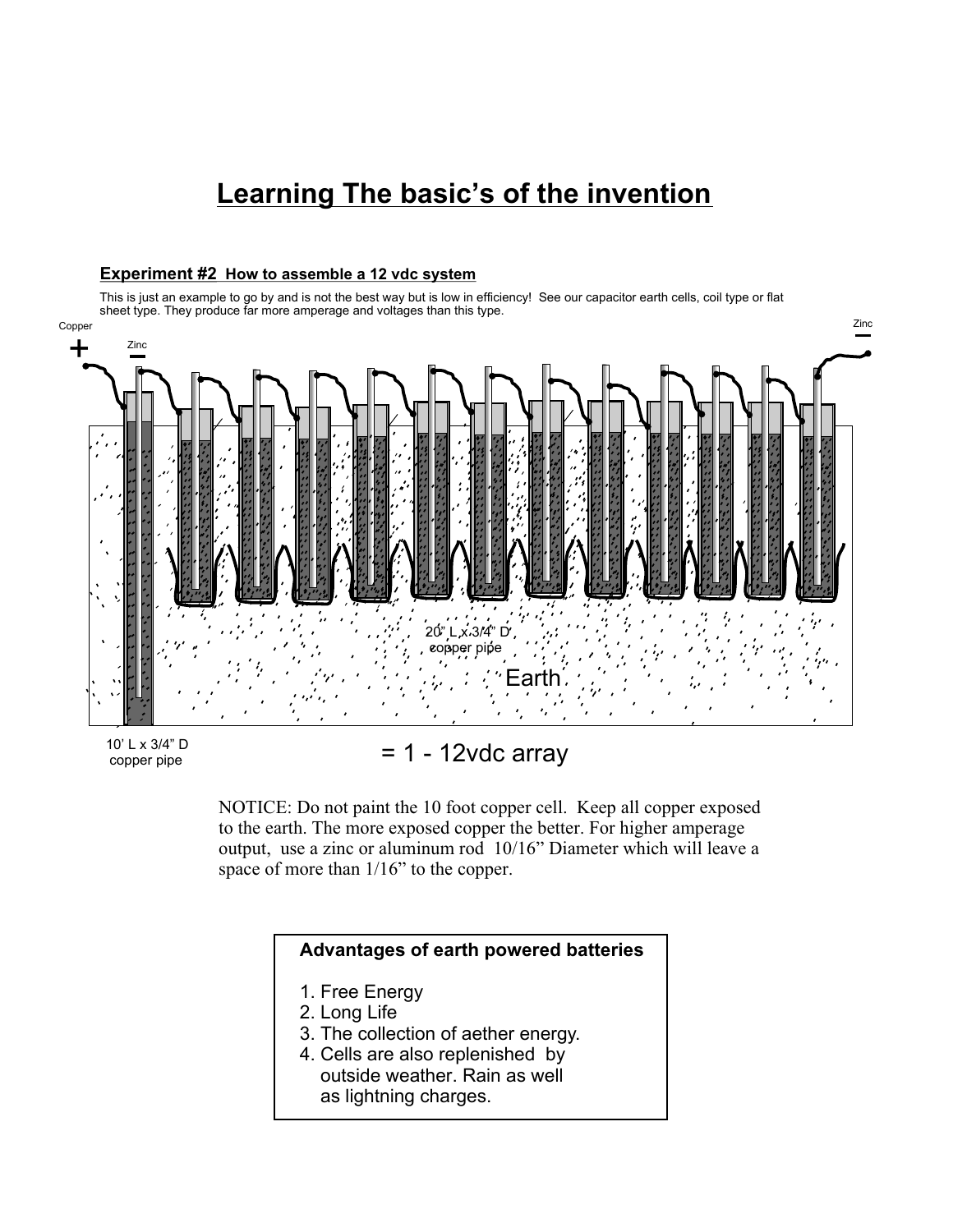# Learning The basic's of the invention

**Experiment #2 How to assemble a 12 vdc system**

This is just an example to go by and is not the best way but is low in efficiency! See our capacitor earth cells, coil type or flat sheet type. They produce far more amperage and voltages than this type.

Copper +

Zinc −

Zinc −

20" L x 3/4" D copper pipe

Earth

10' L x 3/4" D copper pipe

= 1 - 12vdc array

NOTICE: Do not paint the 10 foot copper cell. Keep all copper exposed to the earth. The more exposed copper the better. For higher amperage output, use a zinc or aluminum rod 10/16" Diameter which will leave a space of more than 1/16" to the copper.

**Advantages of earth powered batteries**

1. Free Energy
2. Long Life
3. The collection of aether energy.
4. Cells are also replenished by outside weather. Rain as well as lightning charges.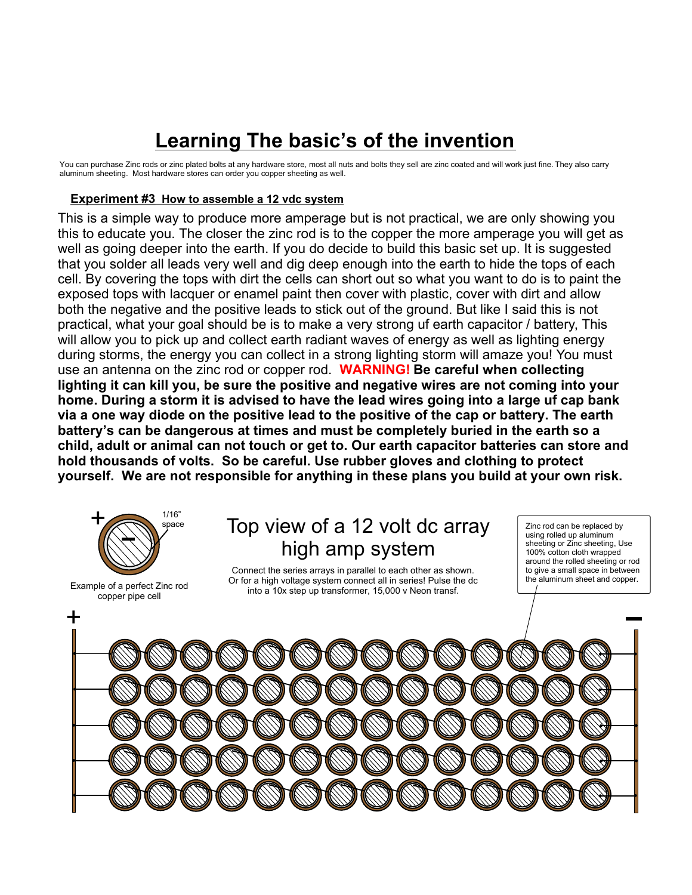# Learning The basic's of the invention

You can purchase Zinc rods or zinc plated bolts at any hardware store, most all nuts and bolts they sell are zinc coated and will work just fine. They also carry aluminum sheeting. Most hardware stores can order you copper sheeting as well.

## Experiment #3 How to assemble a 12 vdc system

This is a simple way to produce more amperage but is not practical, we are only showing you this to educate you. The closer the zinc rod is to the copper the more amperage you will get as well as going deeper into the earth. If you do decide to build this basic set up. It is suggested that you solder all leads very well and dig deep enough into the earth to hide the tops of each cell. By covering the tops with dirt the cells can short out so what you want to do is to paint the exposed tops with lacquer or enamel paint then cover with plastic, cover with dirt and allow both the negative and the positive leads to stick out of the ground. But like I said this is not practical, what your goal should be is to make a very strong uf earth capacitor / battery, This will allow you to pick up and collect earth radiant waves of energy as well as lighting energy during storms, the energy you can collect in a strong lighting storm will amaze you! You must use an antenna on the zinc rod or copper rod. **WARNING! Be careful when collecting lighting it can kill you, be sure the positive and negative wires are not coming into your home. During a storm it is advised to have the lead wires going into a large uf cap bank via a one way diode on the positive lead to the positive of the cap or battery. The earth battery's can be dangerous at times and must be completely buried in the earth so a child, adult or animal can not touch or get to. Our earth capacitor batteries can store and hold thousands of volts. So be careful. Use rubber gloves and clothing to protect yourself. We are not responsible for anything in these plans you build at your own risk.**

\+ 1/16" space −

Example of a perfect Zinc rod copper pipe cell

Top view of a 12 volt dc array high amp system

Connect the series arrays in parallel to each other as shown. Or for a high voltage system connect all in series! Pulse the dc into a 10x step up transformer, 15,000 v Neon transf.

Zinc rod can be replaced by using rolled up aluminum sheeting or Zinc sheeting, Use 100% cotton cloth wrapped around the rolled sheeting or rod to give a small space in between the aluminum sheet and copper.

\+ −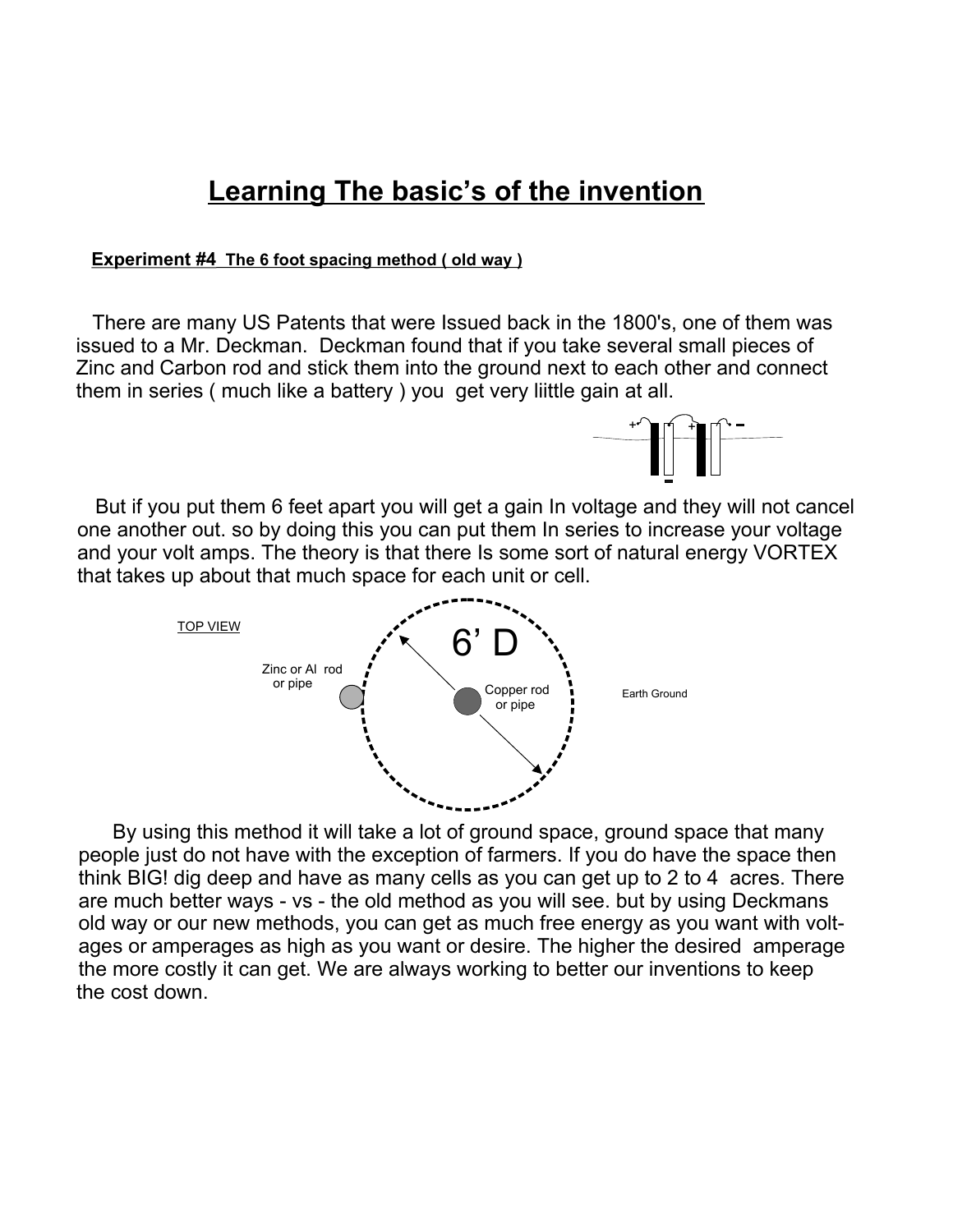# Learning The basic's of the invention

**Experiment #4** **The 6 foot spacing method ( old way )**

There are many US Patents that were Issued back in the 1800's, one of them was issued to a Mr. Deckman. Deckman found that if you take several small pieces of Zinc and Carbon rod and stick them into the ground next to each other and connect them in series ( much like a battery ) you get very liittle gain at all.

But if you put them 6 feet apart you will get a gain In voltage and they will not cancel one another out. so by doing this you can put them In series to increase your voltage and your volt amps. The theory is that there Is some sort of natural energy VORTEX that takes up about that much space for each unit or cell.

TOP VIEW

Zinc or Al rod or pipe

6' D

Copper rod or pipe

Earth Ground

By using this method it will take a lot of ground space, ground space that many people just do not have with the exception of farmers. If you do have the space then think BIG! dig deep and have as many cells as you can get up to 2 to 4 acres. There are much better ways - vs - the old method as you will see. but by using Deckmans old way or our new methods, you can get as much free energy as you want with voltages or amperages as high as you want or desire. The higher the desired amperage the more costly it can get. We are always working to better our inventions to keep the cost down.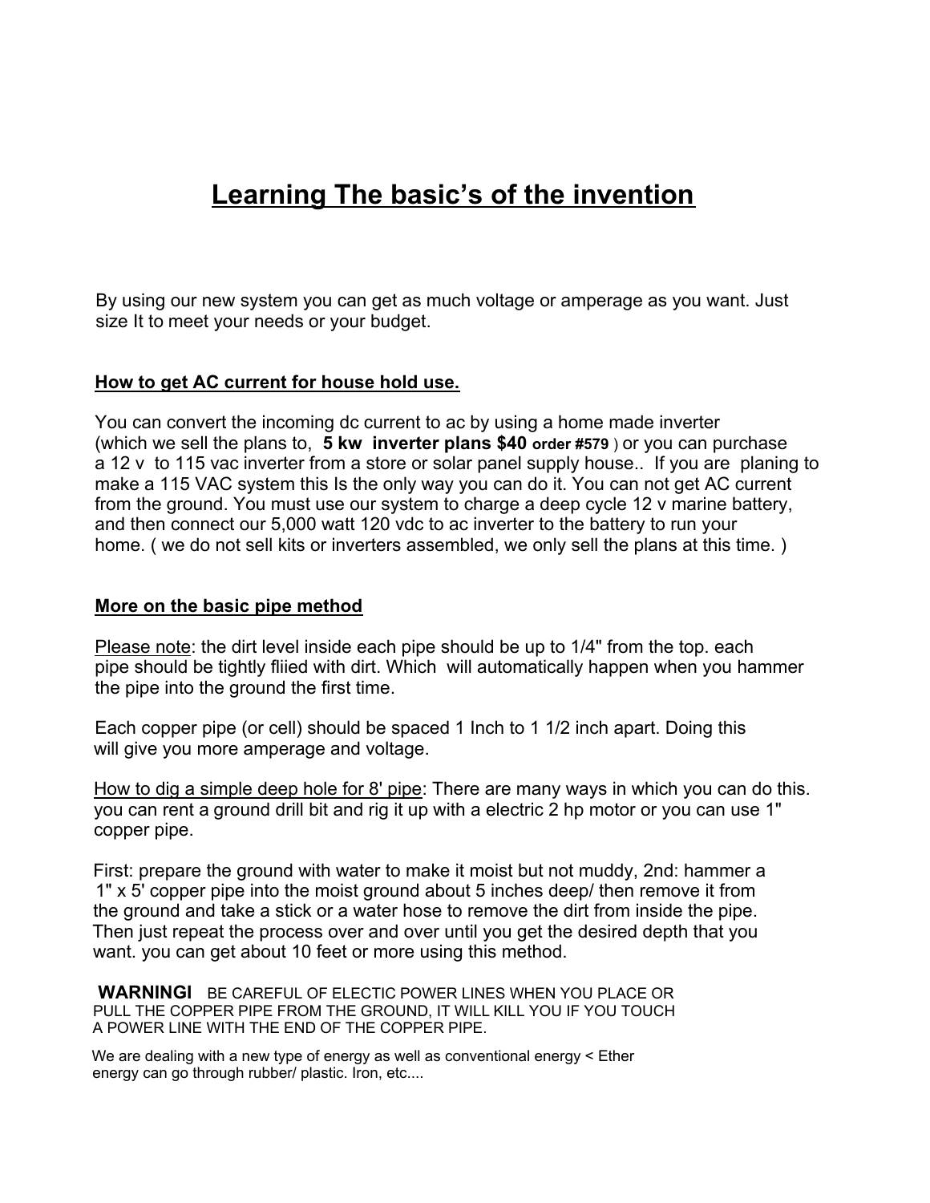# Learning The basic's of the invention

By using our new system you can get as much voltage or amperage as you want. Just size It to meet your needs or your budget.

## How to get AC current for house hold use.

You can convert the incoming dc current to ac by using a home made inverter (which we sell the plans to, **5 kw inverter plans $40 order #579** ) or you can purchase a 12 v to 115 vac inverter from a store or solar panel supply house.. If you are planing to make a 115 VAC system this Is the only way you can do it. You can not get AC current from the ground. You must use our system to charge a deep cycle 12 v marine battery, and then connect our 5,000 watt 120 vdc to ac inverter to the battery to run your home. ( we do not sell kits or inverters assembled, we only sell the plans at this time. )

## More on the basic pipe method

Please note: the dirt level inside each pipe should be up to 1/4" from the top. each pipe should be tightly fliied with dirt. Which will automatically happen when you hammer the pipe into the ground the first time.

Each copper pipe (or cell) should be spaced 1 Inch to 1 1/2 inch apart. Doing this will give you more amperage and voltage.

How to dig a simple deep hole for 8' pipe: There are many ways in which you can do this. you can rent a ground drill bit and rig it up with a electric 2 hp motor or you can use 1" copper pipe.

First: prepare the ground with water to make it moist but not muddy, 2nd: hammer a 1" x 5' copper pipe into the moist ground about 5 inches deep/ then remove it from the ground and take a stick or a water hose to remove the dirt from inside the pipe. Then just repeat the process over and over until you get the desired depth that you want. you can get about 10 feet or more using this method.

**WARNINGI** BE CAREFUL OF ELECTIC POWER LINES WHEN YOU PLACE OR PULL THE COPPER PIPE FROM THE GROUND, IT WILL KILL YOU IF YOU TOUCH A POWER LINE WITH THE END OF THE COPPER PIPE.

We are dealing with a new type of energy as well as conventional energy < Ether energy can go through rubber/ plastic. Iron, etc....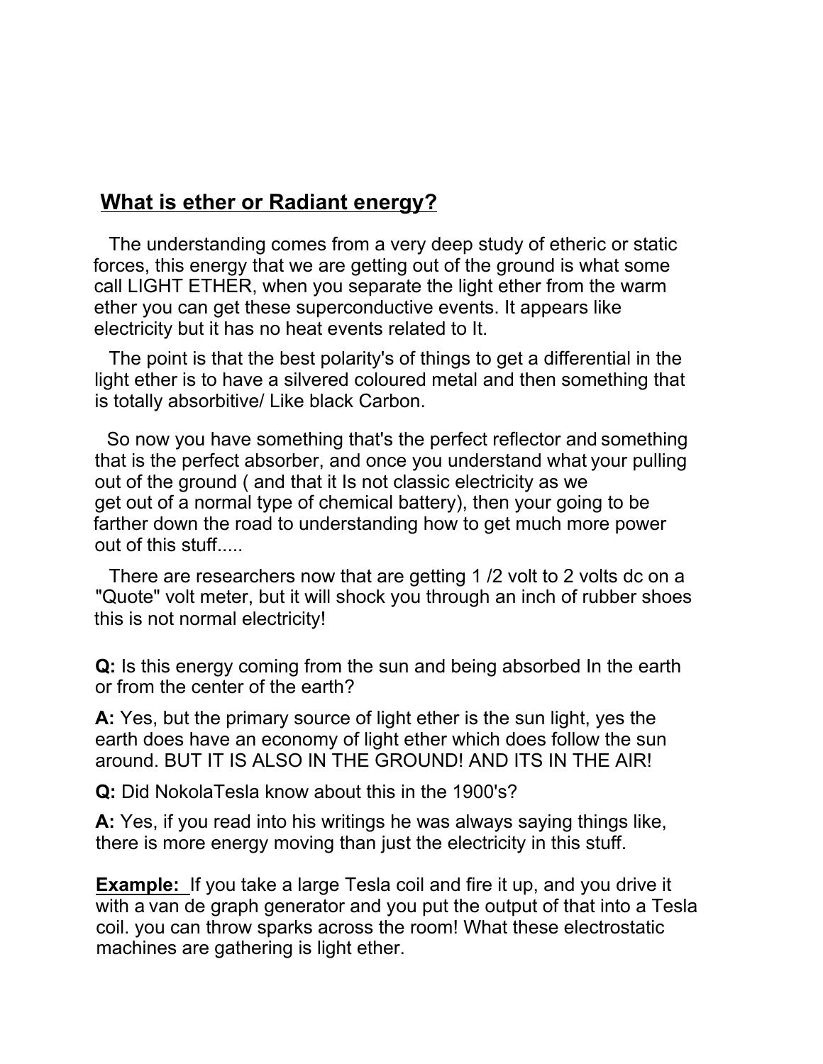## What is ether or Radiant energy?

The understanding comes from a very deep study of etheric or static forces, this energy that we are getting out of the ground is what some call LIGHT ETHER, when you separate the light ether from the warm ether you can get these superconductive events. It appears like electricity but it has no heat events related to It.

The point is that the best polarity's of things to get a differential in the light ether is to have a silvered coloured metal and then something that is totally absorbitive/ Like black Carbon.

So now you have something that's the perfect reflector and something that is the perfect absorber, and once you understand what your pulling out of the ground ( and that it Is not classic electricity as we get out of a normal type of chemical battery), then your going to be farther down the road to understanding how to get much more power out of this stuff.....

There are researchers now that are getting 1 /2 volt to 2 volts dc on a "Quote" volt meter, but it will shock you through an inch of rubber shoes this is not normal electricity!

**Q:** Is this energy coming from the sun and being absorbed In the earth or from the center of the earth?

**A:** Yes, but the primary source of light ether is the sun light, yes the earth does have an economy of light ether which does follow the sun around. BUT IT IS ALSO IN THE GROUND! AND ITS IN THE AIR!

**Q:** Did NokolaTesla know about this in the 1900's?

**A:** Yes, if you read into his writings he was always saying things like, there is more energy moving than just the electricity in this stuff.

**Example:** If you take a large Tesla coil and fire it up, and you drive it with a van de graph generator and you put the output of that into a Tesla coil. you can throw sparks across the room! What these electrostatic machines are gathering is light ether.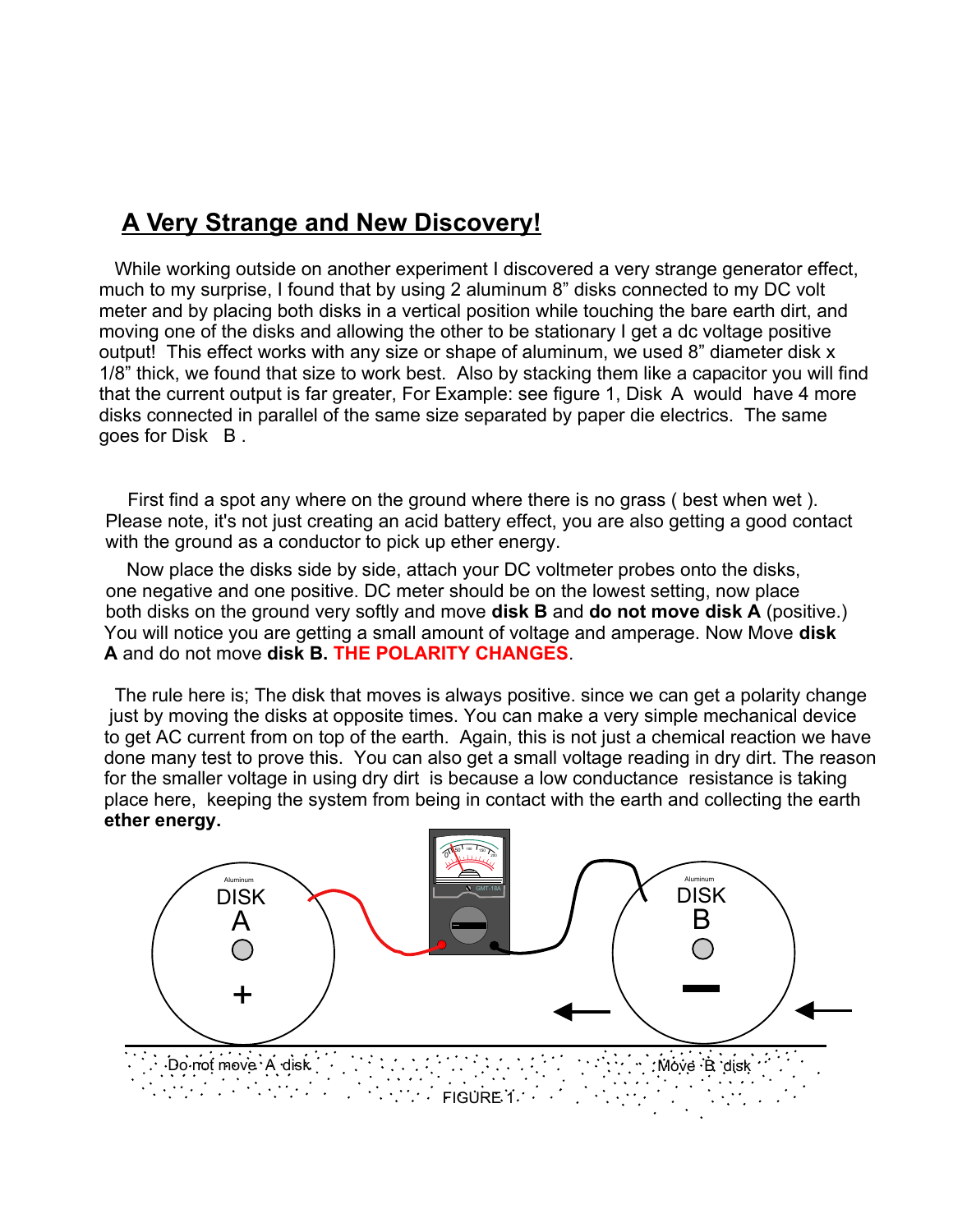## A Very Strange and New Discovery!

While working outside on another experiment I discovered a very strange generator effect, much to my surprise, I found that by using 2 aluminum 8" disks connected to my DC volt meter and by placing both disks in a vertical position while touching the bare earth dirt, and moving one of the disks and allowing the other to be stationary I get a dc voltage positive output! This effect works with any size or shape of aluminum, we used 8" diameter disk x 1/8" thick, we found that size to work best. Also by stacking them like a capacitor you will find that the current output is far greater, For Example: see figure 1, Disk A would have 4 more disks connected in parallel of the same size separated by paper die electrics. The same goes for Disk B .

First find a spot any where on the ground where there is no grass ( best when wet ). Please note, it's not just creating an acid battery effect, you are also getting a good contact with the ground as a conductor to pick up ether energy.

Now place the disks side by side, attach your DC voltmeter probes onto the disks, one negative and one positive. DC meter should be on the lowest setting, now place both disks on the ground very softly and move **disk B** and **do not move disk A** (positive.) You will notice you are getting a small amount of voltage and amperage. Now Move **disk A** and do not move **disk B. THE POLARITY CHANGES**.

The rule here is; The disk that moves is always positive. since we can get a polarity change just by moving the disks at opposite times. You can make a very simple mechanical device to get AC current from on top of the earth. Again, this is not just a chemical reaction we have done many test to prove this. You can also get a small voltage reading in dry dirt. The reason for the smaller voltage in using dry dirt is because a low conductance resistance is taking place here, keeping the system from being in contact with the earth and collecting the earth **ether energy.**

Aluminum DISK A +

Aluminum DISK B −

Do not move A disk

Move B disk

FIGURE 1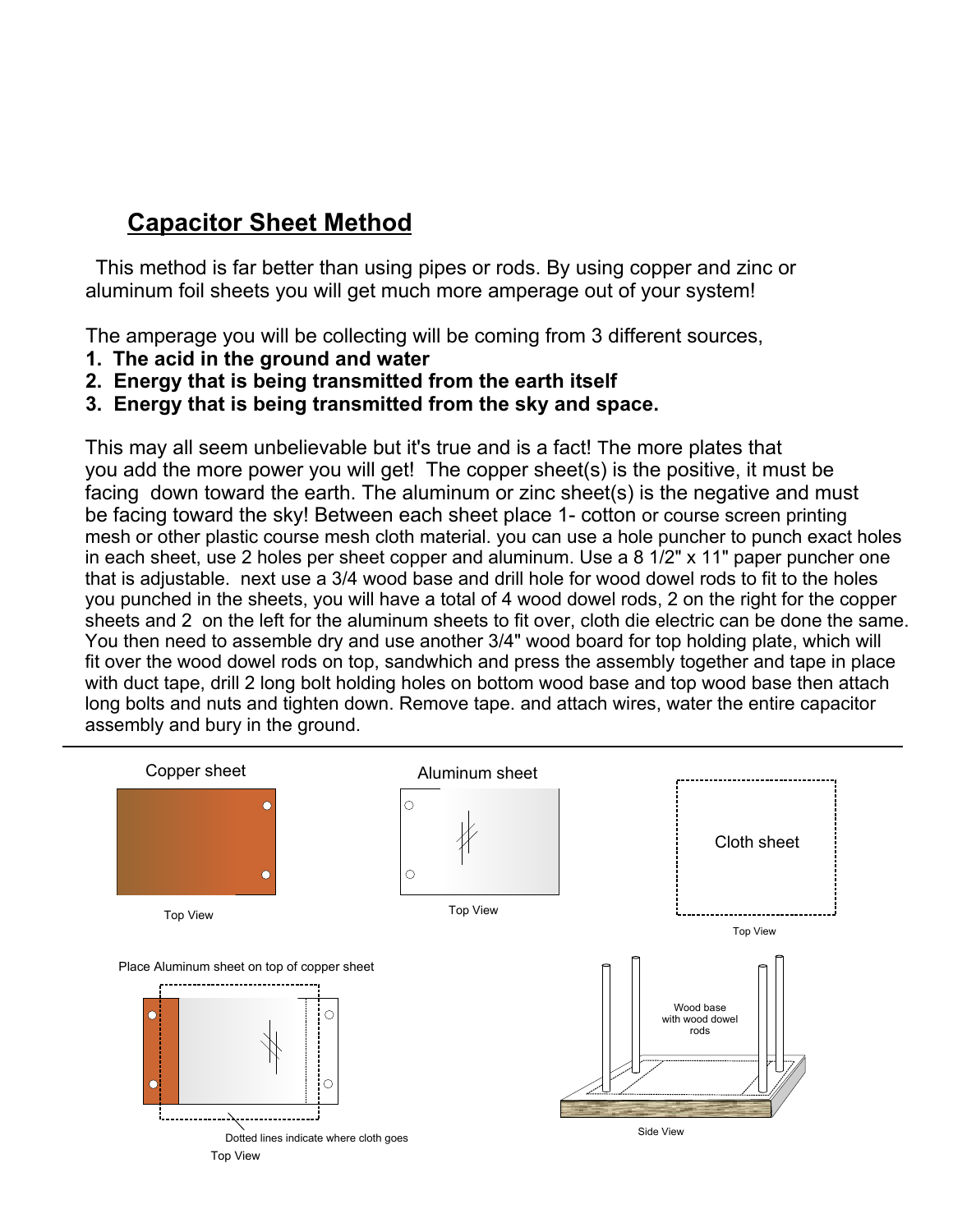## Capacitor Sheet Method

This method is far better than using pipes or rods. By using copper and zinc or aluminum foil sheets you will get much more amperage out of your system!

The amperage you will be collecting will be coming from 3 different sources,

1. **The acid in the ground and water**
2. **Energy that is being transmitted from the earth itself**
3. **Energy that is being transmitted from the sky and space.**

This may all seem unbelievable but it's true and is a fact! The more plates that you add the more power you will get! The copper sheet(s) is the positive, it must be facing down toward the earth. The aluminum or zinc sheet(s) is the negative and must be facing toward the sky! Between each sheet place 1- cotton or course screen printing mesh or other plastic course mesh cloth material. you can use a hole puncher to punch exact holes in each sheet, use 2 holes per sheet copper and aluminum. Use a 8 1/2" x 11" paper puncher one that is adjustable. next use a 3/4 wood base and drill hole for wood dowel rods to fit to the holes you punched in the sheets, you will have a total of 4 wood dowel rods, 2 on the right for the copper sheets and 2 on the left for the aluminum sheets to fit over, cloth die electric can be done the same. You then need to assemble dry and use another 3/4" wood board for top holding plate, which will fit over the wood dowel rods on top, sandwhich and press the assembly together and tape in place with duct tape, drill 2 long bolt holding holes on bottom wood base and top wood base then attach long bolts and nuts and tighten down. Remove tape. and attach wires, water the entire capacitor assembly and bury in the ground.

---

Copper sheet

Top View

Aluminum sheet

Top View

Cloth sheet

Top View

Place Aluminum sheet on top of copper sheet

Dotted lines indicate where cloth goes

Top View

Wood base with wood dowel rods

Side View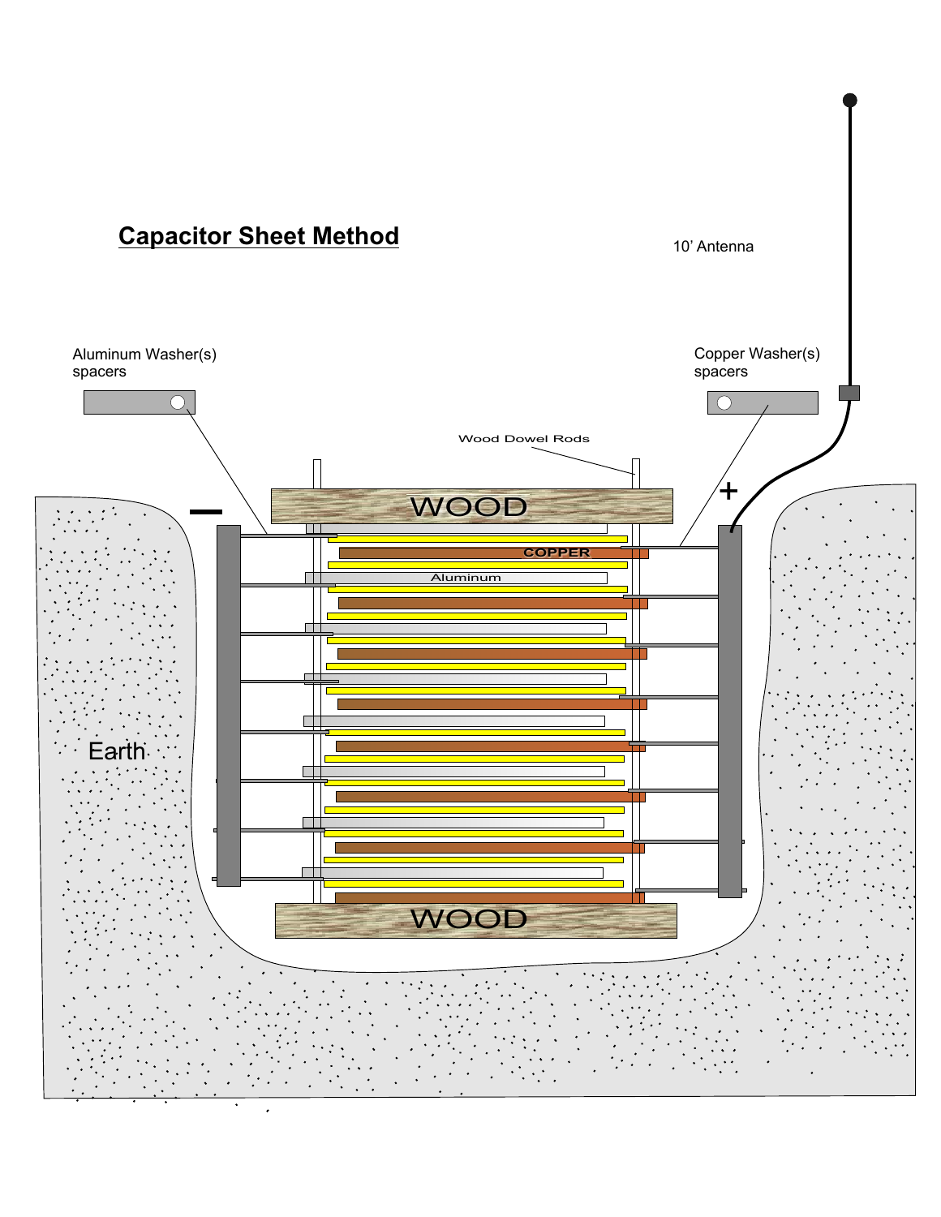## Capacitor Sheet Method

10' Antenna

Aluminum Washer(s) spacers

Copper Washer(s) spacers

Wood Dowel Rods

WOOD

COPPER

Aluminum

Earth

WOOD

−

+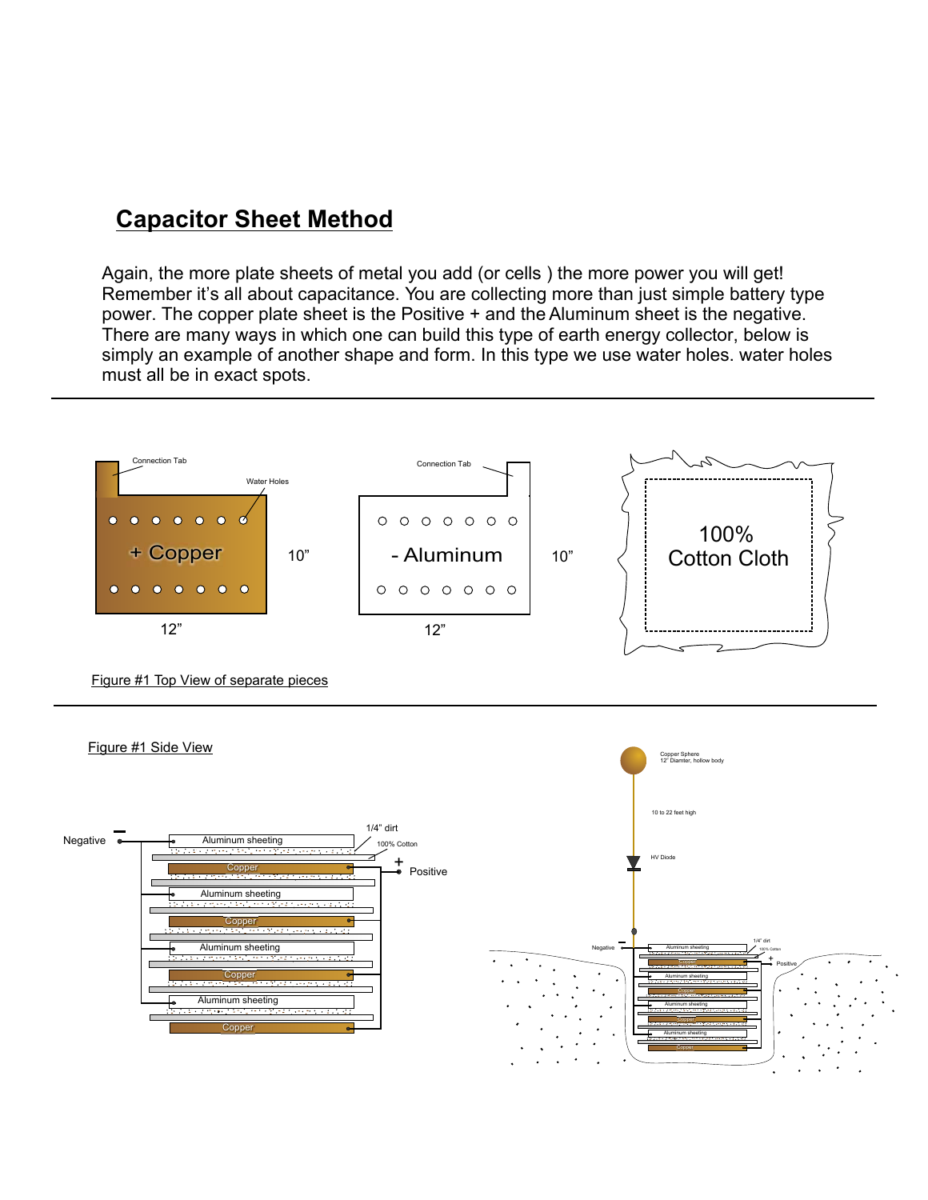## Capacitor Sheet Method

Again, the more plate sheets of metal you add (or cells ) the more power you will get! Remember it's all about capacitance. You are collecting more than just simple battery type power. The copper plate sheet is the Positive + and the Aluminum sheet is the negative. There are many ways in which one can build this type of earth energy collector, below is simply an example of another shape and form. In this type we use water holes. water holes must all be in exact spots.

---

Connection Tab

Water Holes

+ Copper

10"

12"

Connection Tab

- Aluminum

10"

12"

100% Cotton Cloth

Figure #1 Top View of separate pieces

---

Figure #1 Side View

Negative

Aluminum sheeting

1/4" dirt

100% Cotton

Copper

+ Positive

Aluminum sheeting

Copper

Aluminum sheeting

Copper

Aluminum sheeting

Copper

Copper Sphere
12" Diamter, hollow body

10 to 22 feet high

HV Diode

Negative

Aluminum sheeting

1/4" dirt

100% Cotton

Copper

+ Positive

Aluminum sheeting

Copper

Aluminum sheeting

Copper

Aluminum sheeting

Copper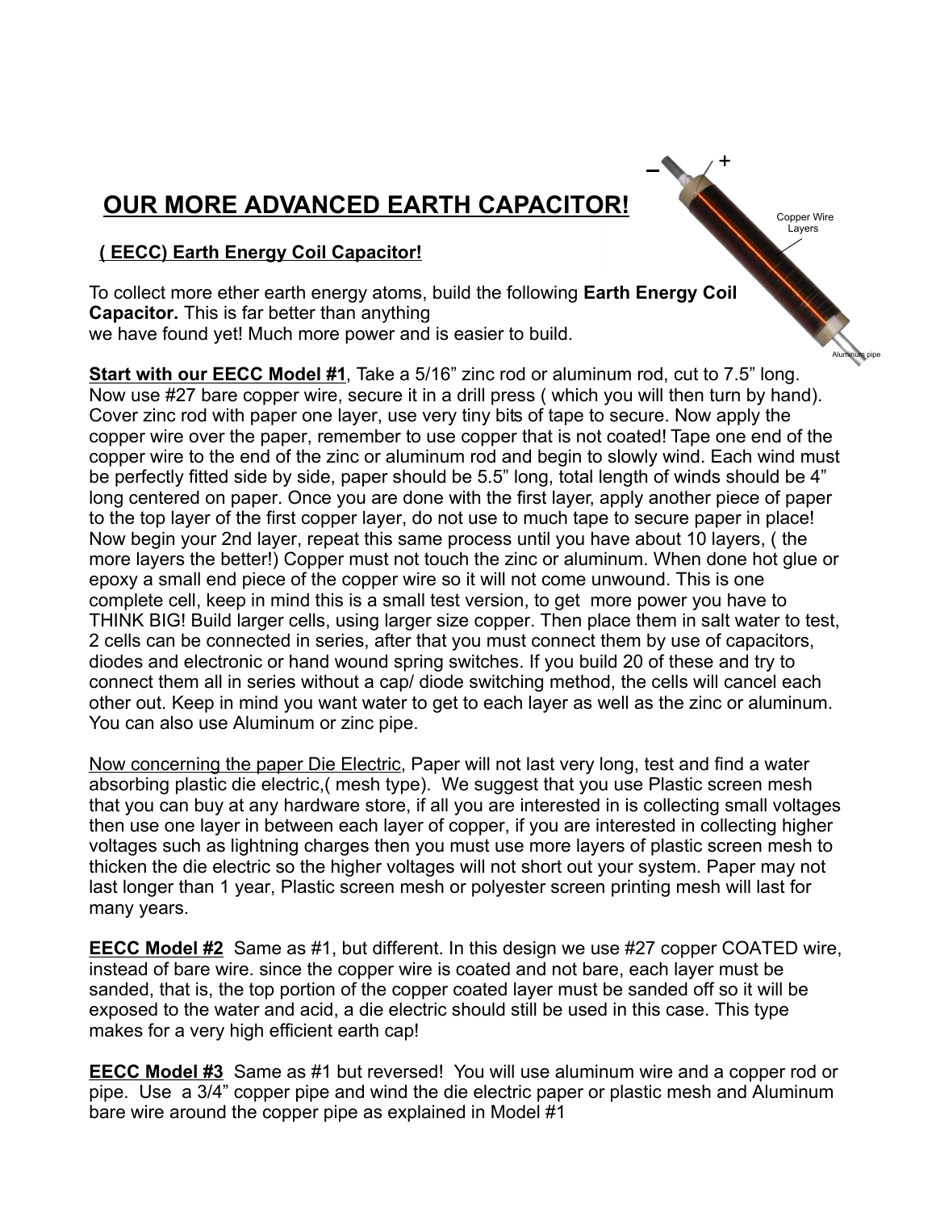# OUR MORE ADVANCED EARTH CAPACITOR!

## ( EECC) Earth Energy Coil Capacitor!

–
+
Copper Wire Layers
Aluminum pipe

To collect more ether earth energy atoms, build the following **Earth Energy Coil Capacitor.** This is far better than anything we have found yet! Much more power and is easier to build.

**Start with our EECC Model #1**, Take a 5/16" zinc rod or aluminum rod, cut to 7.5" long. Now use #27 bare copper wire, secure it in a drill press ( which you will then turn by hand). Cover zinc rod with paper one layer, use very tiny bits of tape to secure. Now apply the copper wire over the paper, remember to use copper that is not coated! Tape one end of the copper wire to the end of the zinc or aluminum rod and begin to slowly wind. Each wind must be perfectly fitted side by side, paper should be 5.5" long, total length of winds should be 4" long centered on paper. Once you are done with the first layer, apply another piece of paper to the top layer of the first copper layer, do not use to much tape to secure paper in place! Now begin your 2nd layer, repeat this same process until you have about 10 layers, ( the more layers the better!) Copper must not touch the zinc or aluminum. When done hot glue or epoxy a small end piece of the copper wire so it will not come unwound. This is one complete cell, keep in mind this is a small test version, to get more power you have to THINK BIG! Build larger cells, using larger size copper. Then place them in salt water to test, 2 cells can be connected in series, after that you must connect them by use of capacitors, diodes and electronic or hand wound spring switches. If you build 20 of these and try to connect them all in series without a cap/ diode switching method, the cells will cancel each other out. Keep in mind you want water to get to each layer as well as the zinc or aluminum. You can also use Aluminum or zinc pipe.

Now concerning the paper Die Electric, Paper will not last very long, test and find a water absorbing plastic die electric,( mesh type). We suggest that you use Plastic screen mesh that you can buy at any hardware store, if all you are interested in is collecting small voltages then use one layer in between each layer of copper, if you are interested in collecting higher voltages such as lightning charges then you must use more layers of plastic screen mesh to thicken the die electric so the higher voltages will not short out your system. Paper may not last longer than 1 year, Plastic screen mesh or polyester screen printing mesh will last for many years.

**EECC Model #2** Same as #1, but different. In this design we use #27 copper COATED wire, instead of bare wire. since the copper wire is coated and not bare, each layer must be sanded, that is, the top portion of the copper coated layer must be sanded off so it will be exposed to the water and acid, a die electric should still be used in this case. This type makes for a very high efficient earth cap!

**EECC Model #3** Same as #1 but reversed! You will use aluminum wire and a copper rod or pipe. Use a 3/4" copper pipe and wind the die electric paper or plastic mesh and Aluminum bare wire around the copper pipe as explained in Model #1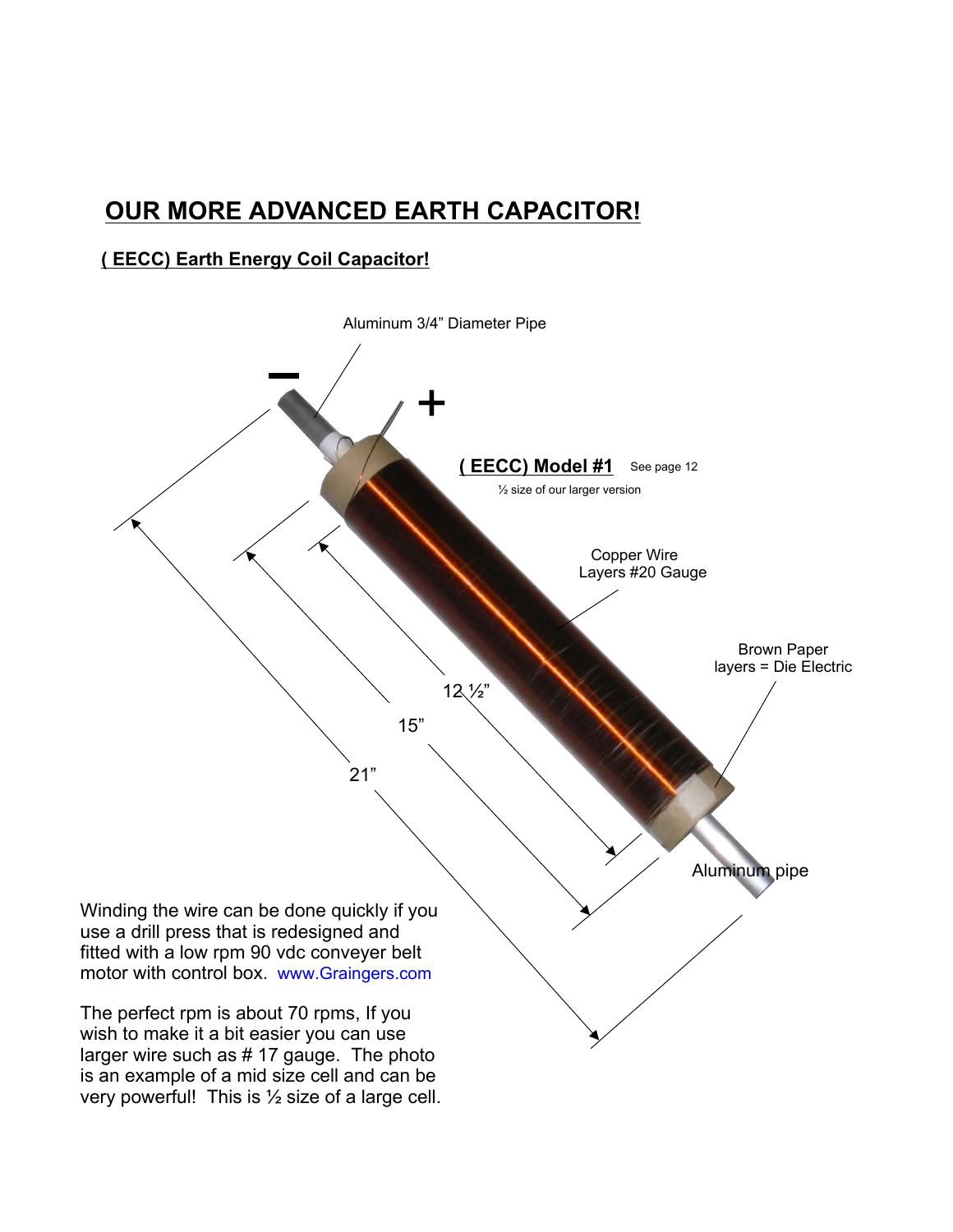# OUR MORE ADVANCED EARTH CAPACITOR!

## ( EECC) Earth Energy Coil Capacitor!

Aluminum 3/4" Diameter Pipe

−

+

**( EECC) Model #1** See page 12

½ size of our larger version

Copper Wire Layers #20 Gauge

Brown Paper layers = Die Electric

12 ½"

15"

21"

Aluminum pipe

Winding the wire can be done quickly if you use a drill press that is redesigned and fitted with a low rpm 90 vdc conveyer belt motor with control box. www.Graingers.com

The perfect rpm is about 70 rpms, If you wish to make it a bit easier you can use larger wire such as # 17 gauge. The photo is an example of a mid size cell and can be very powerful! This is ½ size of a large cell.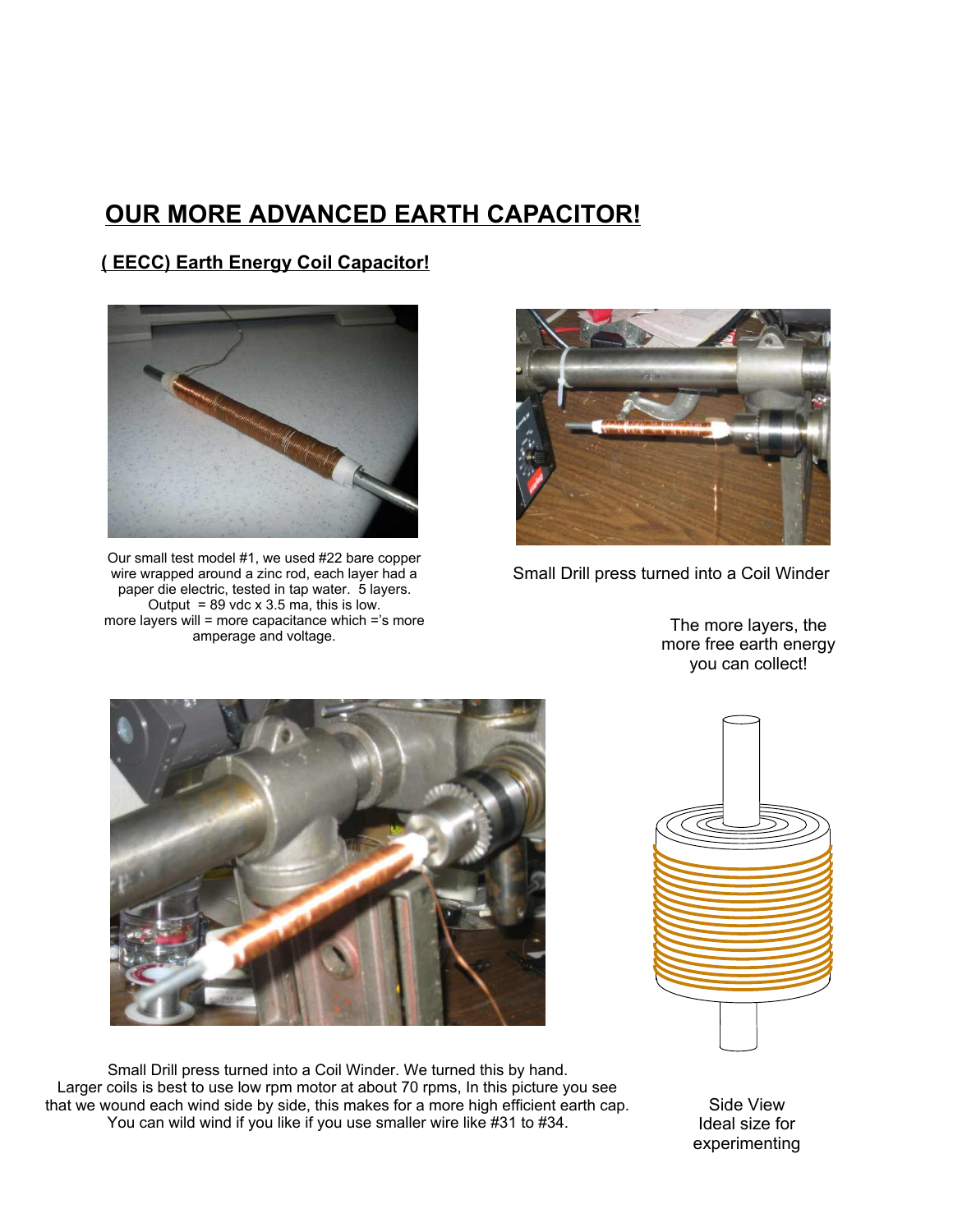# OUR MORE ADVANCED EARTH CAPACITOR!

## ( EECC) Earth Energy Coil Capacitor!

Our small test model #1, we used #22 bare copper wire wrapped around a zinc rod, each layer had a paper die electric, tested in tap water. 5 layers.
Output = 89 vdc x 3.5 ma, this is low.
more layers will = more capacitance which ='s more amperage and voltage.

Small Drill press turned into a Coil Winder

The more layers, the more free earth energy you can collect!

Small Drill press turned into a Coil Winder. We turned this by hand.
Larger coils is best to use low rpm motor at about 70 rpms, In this picture you see that we wound each wind side by side, this makes for a more high efficient earth cap.
You can wild wind if you like if you use smaller wire like #31 to #34.

Side View
Ideal size for experimenting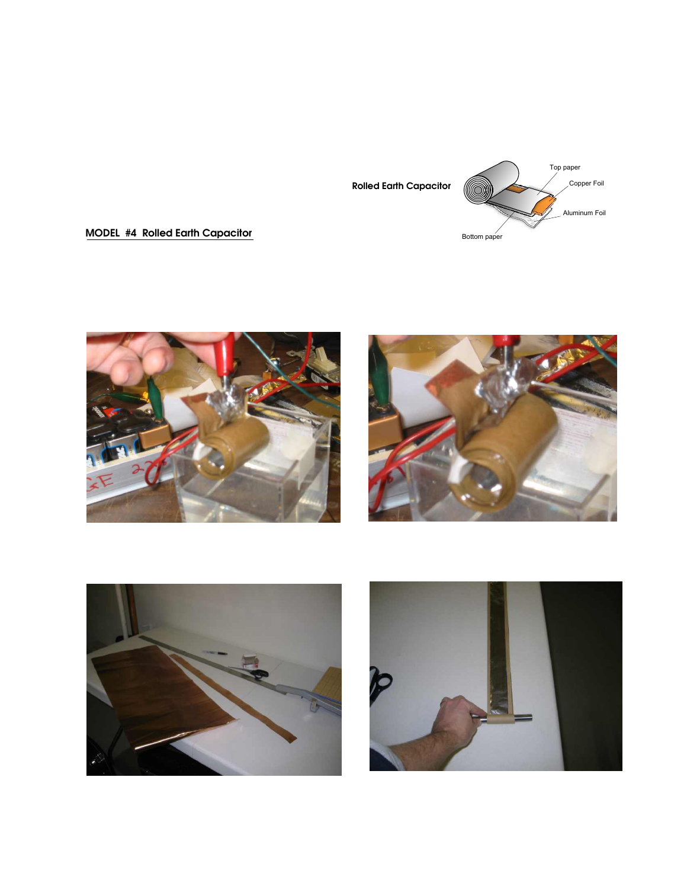Rolled Earth Capacitor

Top paper

Copper Foil

Aluminum Foil

Bottom paper

## MODEL #4 Rolled Earth Capacitor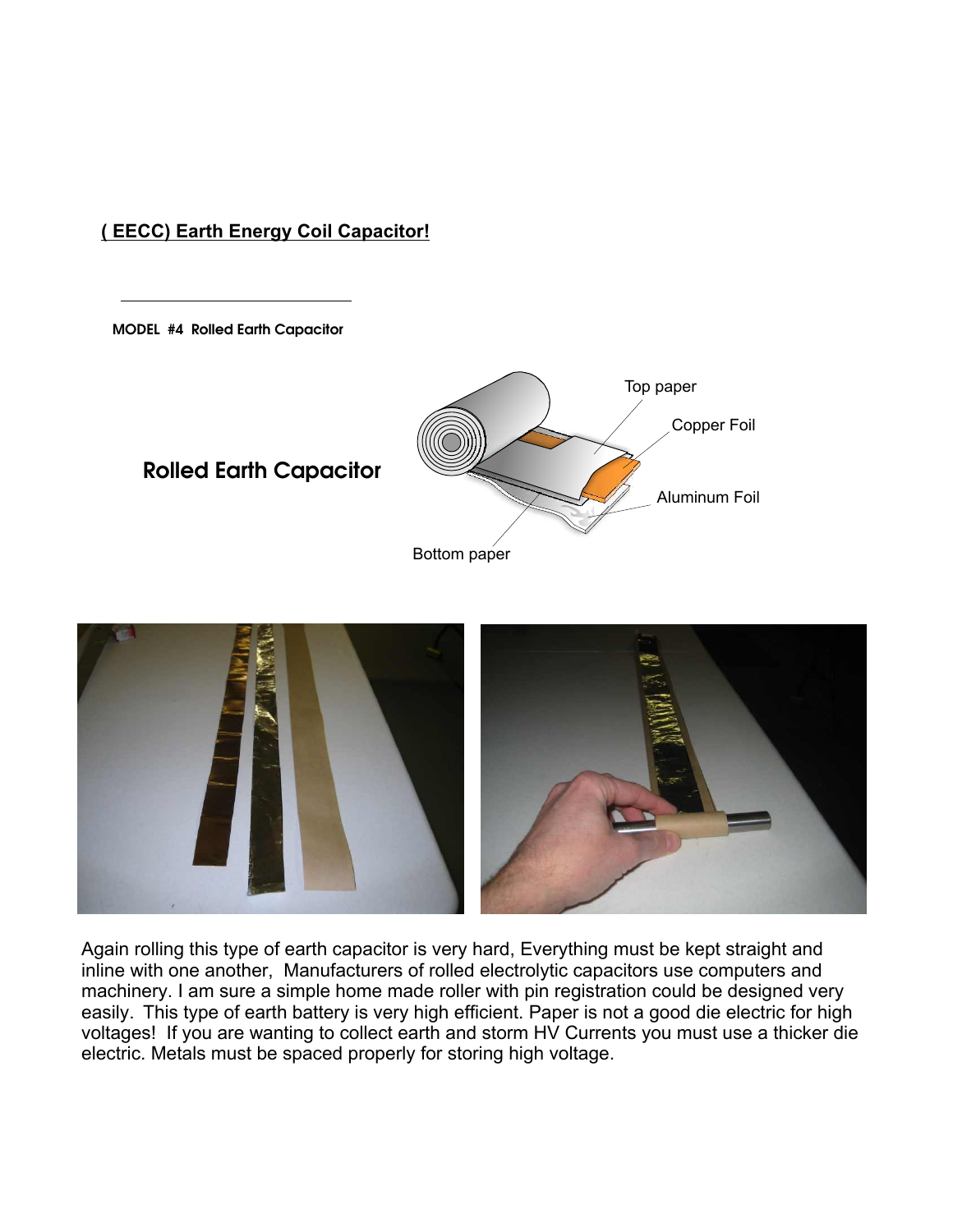**( EECC) Earth Energy Coil Capacitor!**

**MODEL #4 Rolled Earth Capacitor**

**Rolled Earth Capacitor**

Top paper

Copper Foil

Aluminum Foil

Bottom paper

Again rolling this type of earth capacitor is very hard, Everything must be kept straight and inline with one another, Manufacturers of rolled electrolytic capacitors use computers and machinery. I am sure a simple home made roller with pin registration could be designed very easily. This type of earth battery is very high efficient. Paper is not a good die electric for high voltages! If you are wanting to collect earth and storm HV Currents you must use a thicker die electric. Metals must be spaced properly for storing high voltage.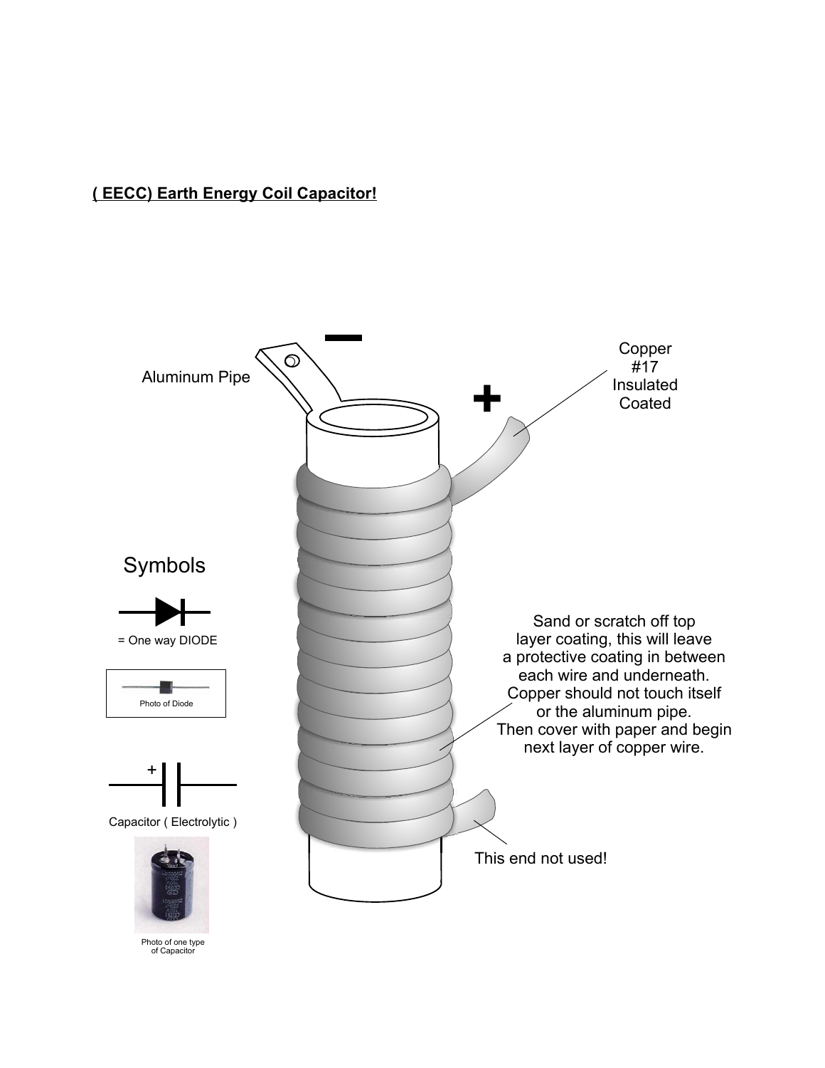**( EECC) Earth Energy Coil Capacitor!**

Aluminum Pipe

−

+

Copper #17 Insulated Coated

Symbols

= One way DIODE

Photo of Diode

Sand or scratch off top layer coating, this will leave a protective coating in between each wire and underneath. Copper should not touch itself or the aluminum pipe. Then cover with paper and begin next layer of copper wire.

+

Capacitor ( Electrolytic )

This end not used!

Photo of one type of Capacitor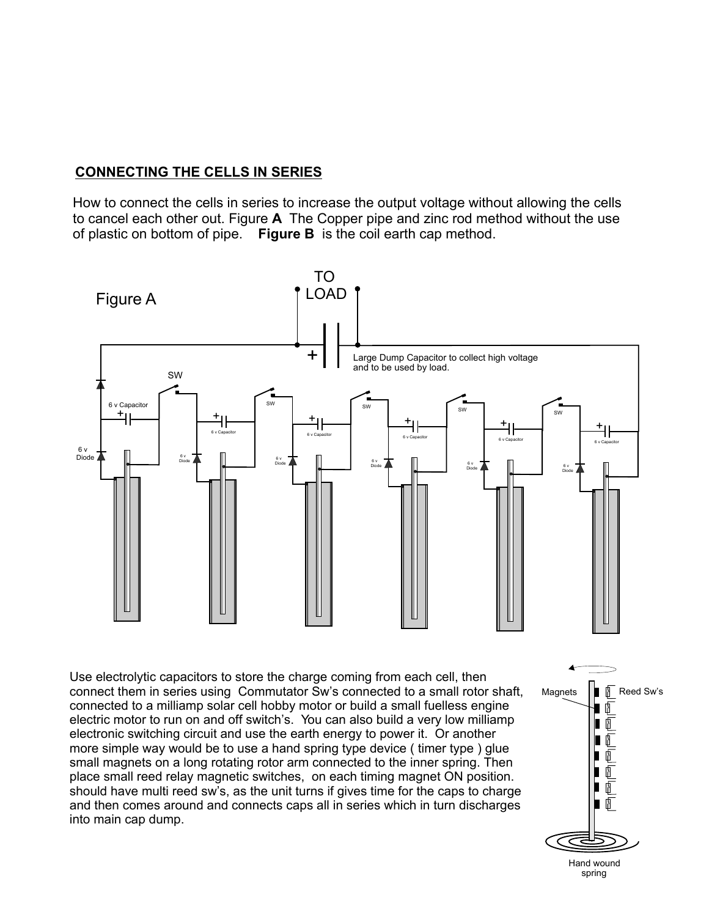## CONNECTING THE CELLS IN SERIES

How to connect the cells in series to increase the output voltage without allowing the cells to cancel each other out. Figure **A** The Copper pipe and zinc rod method without the use of plastic on bottom of pipe. **Figure B** is the coil earth cap method.

Figure A

TO LOAD

Large Dump Capacitor to collect high voltage and to be used by load.

SW

6 v Capacitor

6 v Diode

Use electrolytic capacitors to store the charge coming from each cell, then connect them in series using Commutator Sw's connected to a small rotor shaft, connected to a milliamp solar cell hobby motor or build a small fuelless engine electric motor to run on and off switch's. You can also build a very low milliamp electronic switching circuit and use the earth energy to power it. Or another more simple way would be to use a hand spring type device ( timer type ) glue small magnets on a long rotating rotor arm connected to the inner spring. Then place small reed relay magnetic switches, on each timing magnet ON position. should have multi reed sw's, as the unit turns if gives time for the caps to charge and then comes around and connects caps all in series which in turn discharges into main cap dump.

Magnets

Reed Sw's

Hand wound spring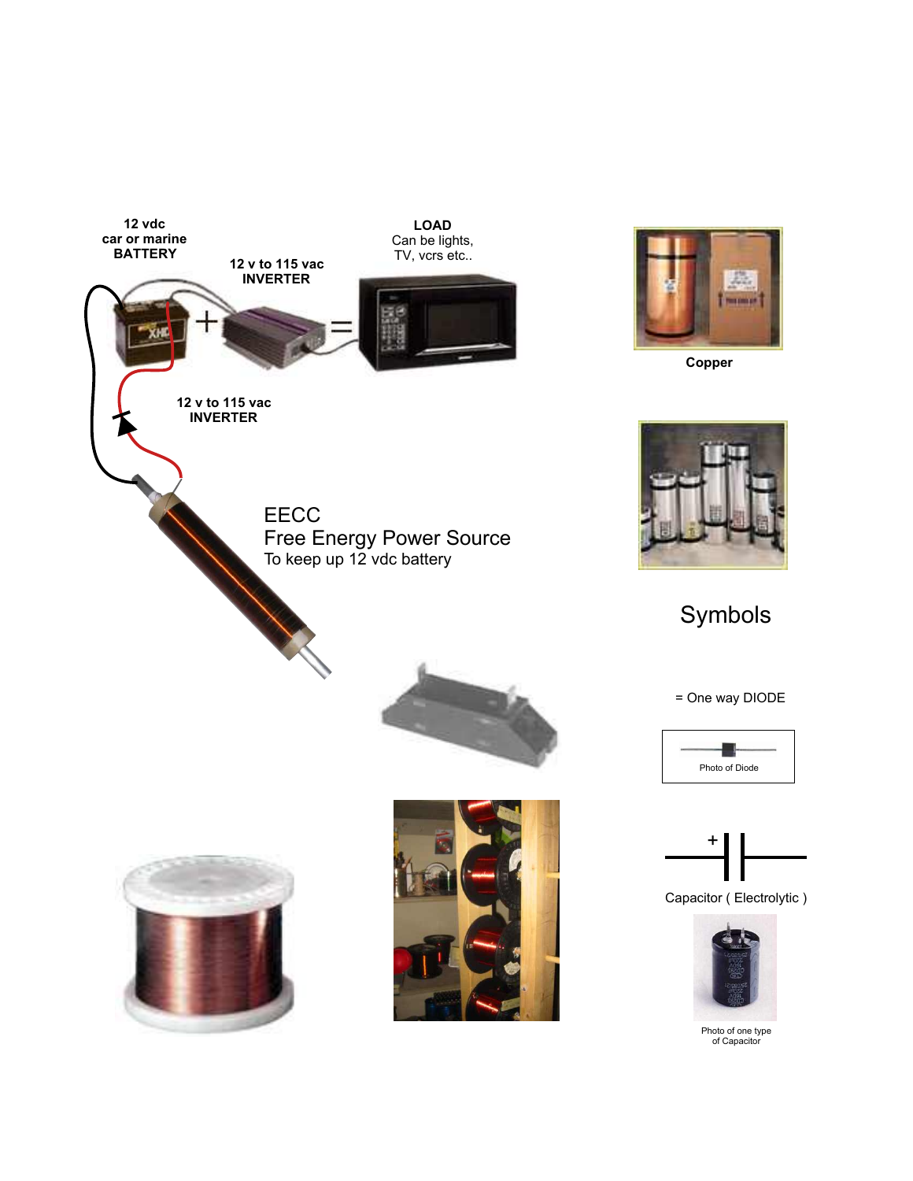12 vdc
car or marine
**BATTERY**

**12 v to 115 vac**
**INVERTER**

**LOAD**
Can be lights,
TV, vcrs etc..

**12 v to 115 vac**
**INVERTER**

EECC
Free Energy Power Source
To keep up 12 vdc battery

**Copper**

## Symbols

= One way DIODE

Photo of Diode

Capacitor ( Electrolytic )

Photo of one type
of Capacitor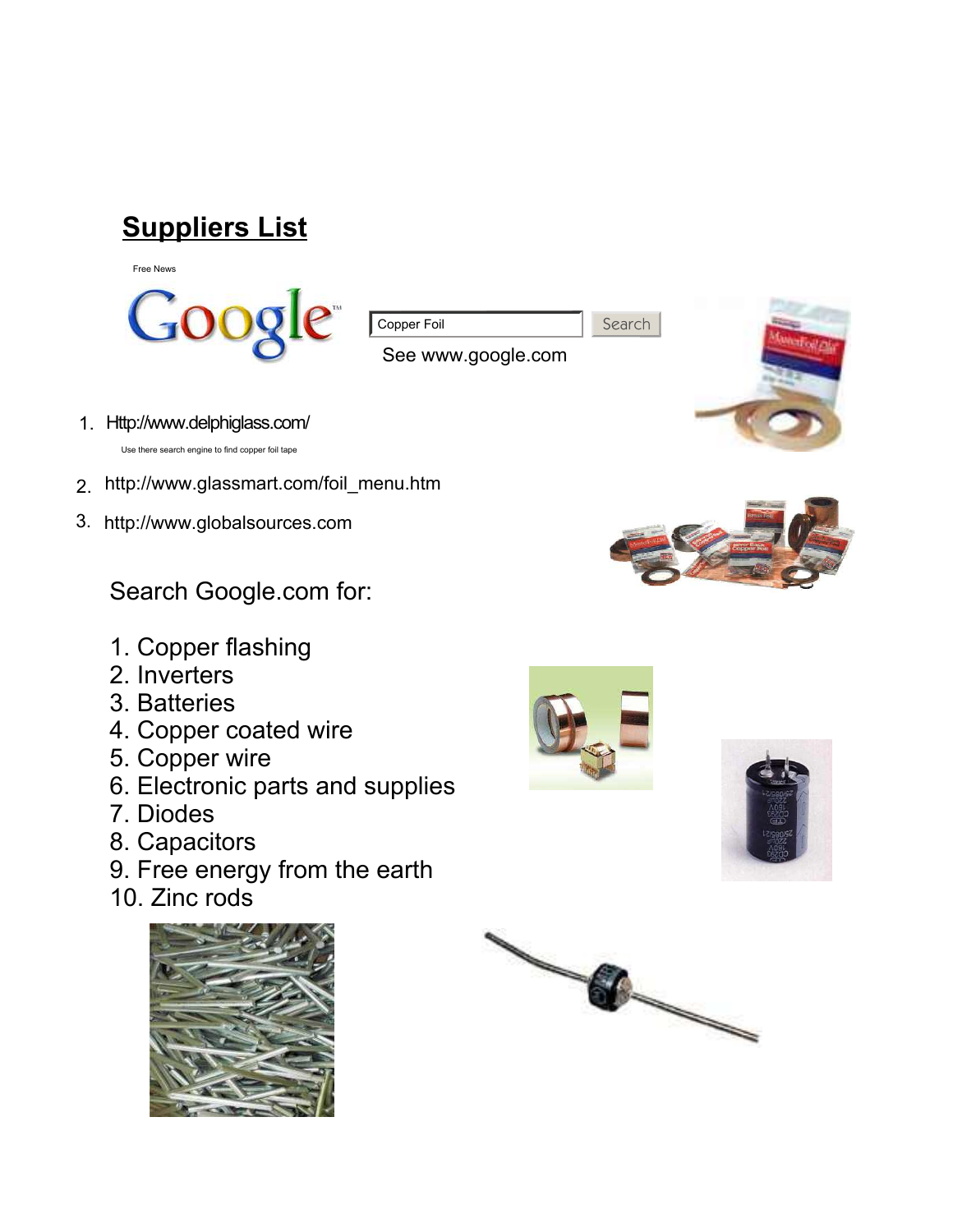## Suppliers List

Free News

Google™ | Copper Foil | Search

See www.google.com

1. Http://www.delphiglass.com/

   Use there search engine to find copper foil tape

2. http://www.glassmart.com/foil_menu.htm
3. http://www.globalsources.com

Search Google.com for:

1. Copper flashing
2. Inverters
3. Batteries
4. Copper coated wire
5. Copper wire
6. Electronic parts and supplies
7. Diodes
8. Capacitors
9. Free energy from the earth
10. Zinc rods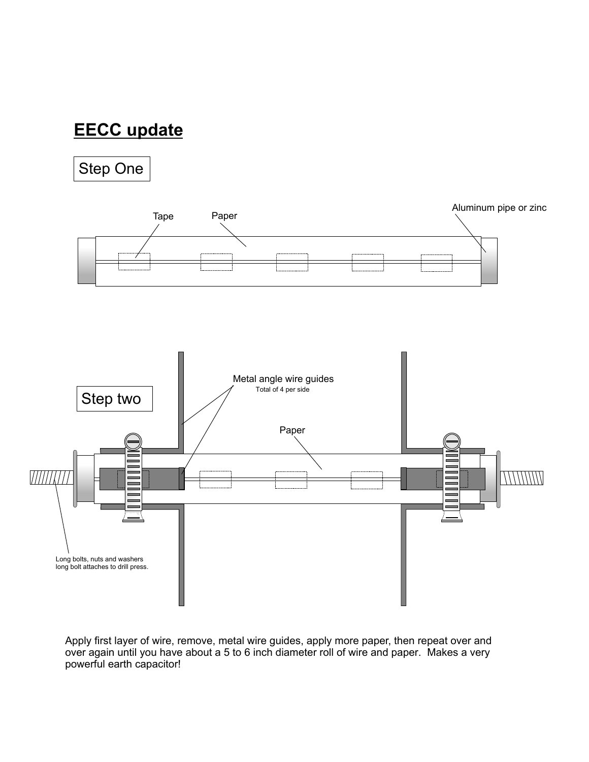## EECC update

Step One

Tape

Paper

Aluminum pipe or zinc

Step two

Metal angle wire guides

Total of 4 per side

Paper

Long bolts, nuts and washers
long bolt attaches to drill press.

Apply first layer of wire, remove, metal wire guides, apply more paper, then repeat over and over again until you have about a 5 to 6 inch diameter roll of wire and paper. Makes a very powerful earth capacitor!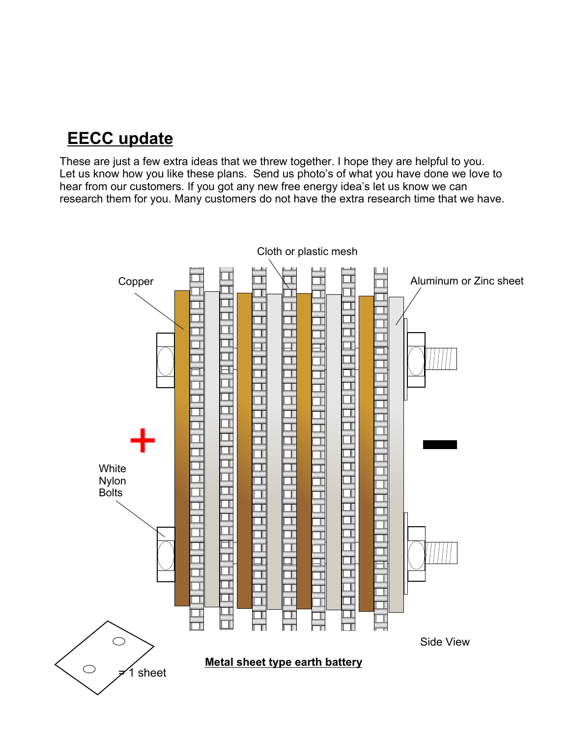## EECC update

These are just a few extra ideas that we threw together. I hope they are helpful to you. Let us know how you like these plans. Send us photo's of what you have done we love to hear from our customers. If you got any new free energy idea's let us know we can research them for you. Many customers do not have the extra research time that we have.

Cloth or plastic mesh

Copper

Aluminum or Zinc sheet

+

White
Nylon
Bolts

Side View

= 1 sheet

**Metal sheet type earth battery**